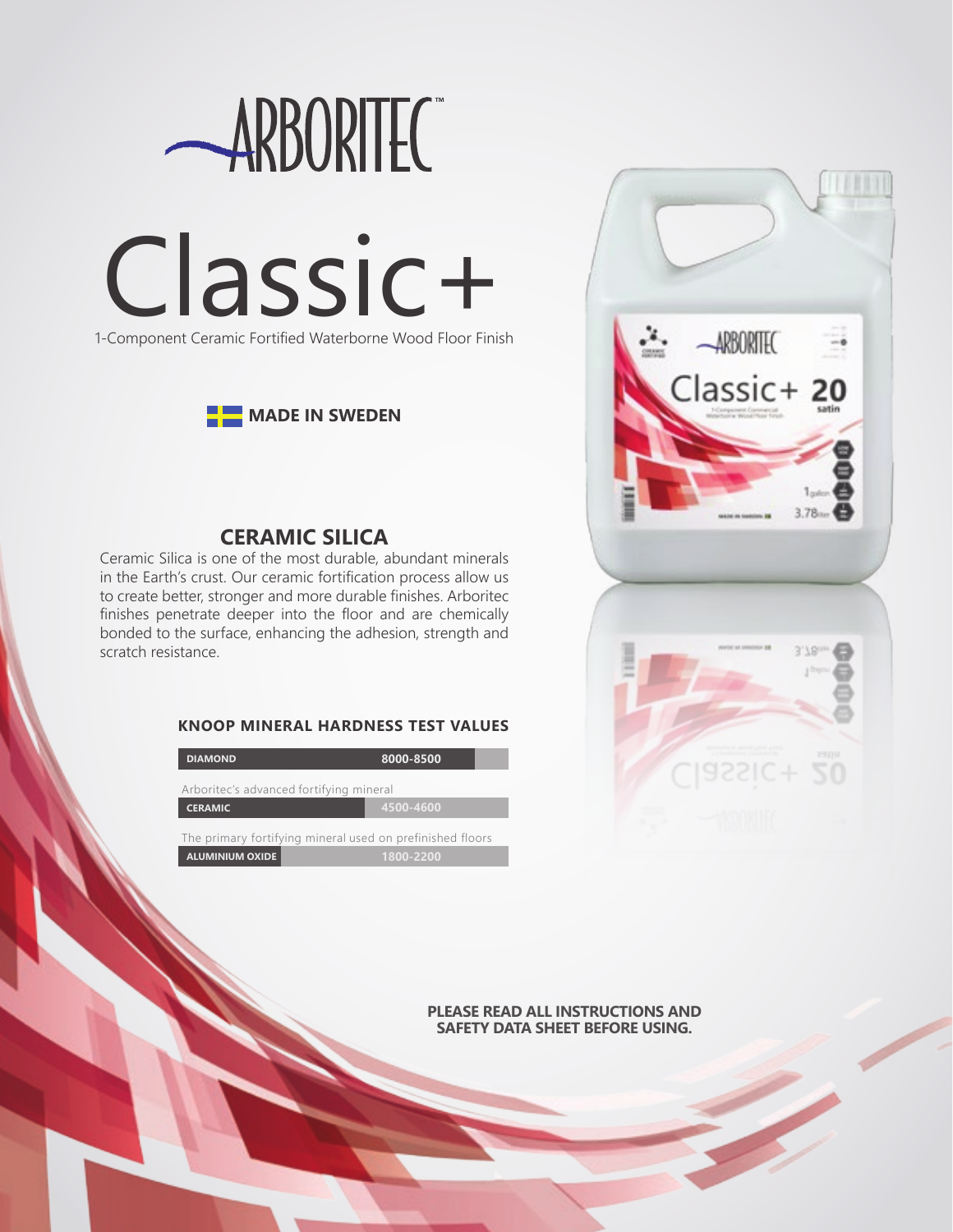# ARBORITEC™

# Classic+

1-Component Ceramic Fortified Waterborne Wood Floor Finish

**MADE IN SWEDEN**

## CERAMIC SILICA

Ceramic Silica is one of the most durable, abundant minerals in the Earth's crust. Our ceramic fortification process allow us to create better, stronger and more durable finishes. Arboritec finishes penetrate deeper into the floor and are chemically bonded to the surface, enhancing the adhesion, strength and scratch resistance.

### KNOOP MINERAL HARDNESS TEST VALUES

| Mineral | Value |
|---|---|
| **DIAMOND** | **8000-8500** |
| Arboritec's advanced fortifying mineral | |
| **CERAMIC** | **4500-4600** |
| The primary fortifying mineral used on prefinished floors | |
| **ALUMINIUM OXIDE** | **1800-2200** |

**PLEASE READ ALL INSTRUCTIONS AND SAFETY DATA SHEET BEFORE USING.**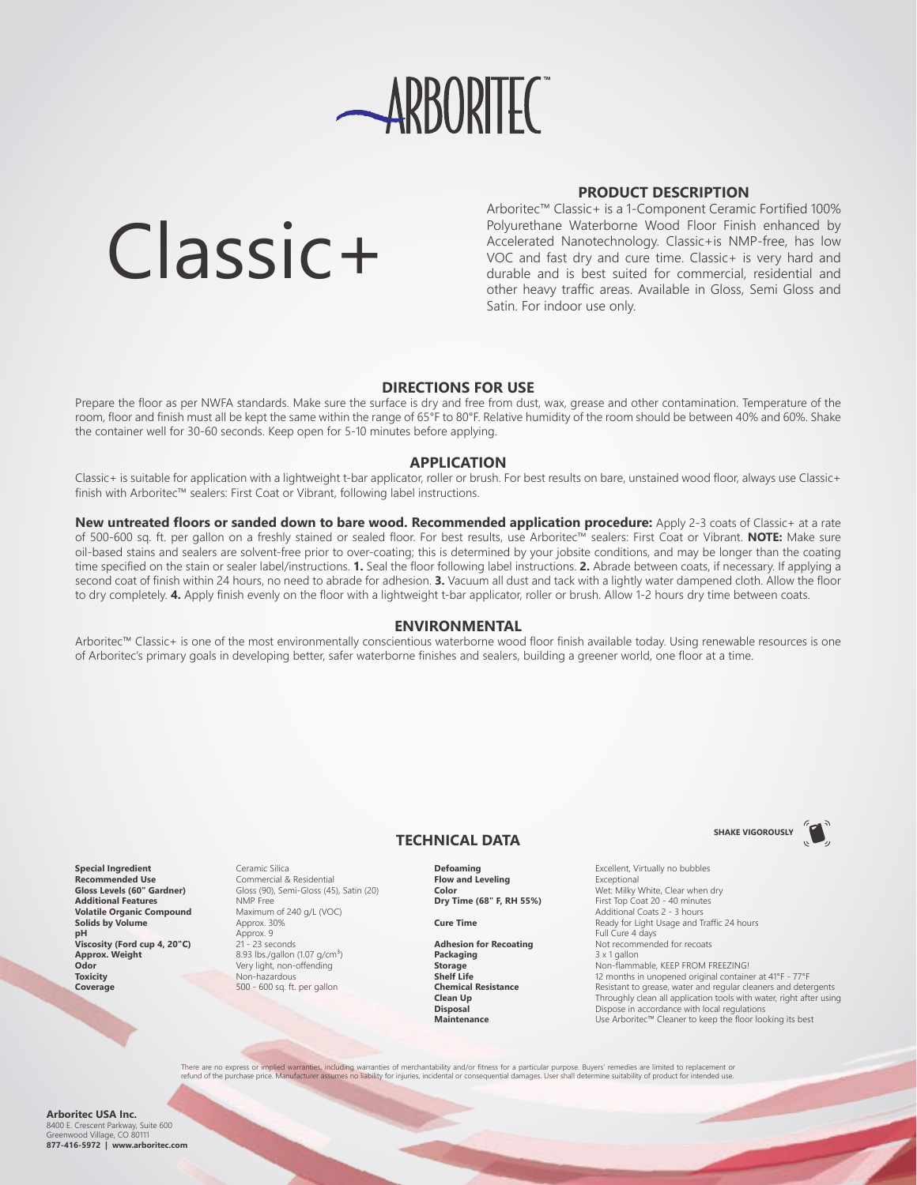# ARBORITEC™

# Classic+

## PRODUCT DESCRIPTION

Arboritec™ Classic+ is a 1-Component Ceramic Fortified 100% Polyurethane Waterborne Wood Floor Finish enhanced by Accelerated Nanotechnology. Classic+is NMP-free, has low VOC and fast dry and cure time. Classic+ is very hard and durable and is best suited for commercial, residential and other heavy traffic areas. Available in Gloss, Semi Gloss and Satin. For indoor use only.

## DIRECTIONS FOR USE

Prepare the floor as per NWFA standards. Make sure the surface is dry and free from dust, wax, grease and other contamination. Temperature of the room, floor and finish must all be kept the same within the range of 65°F to 80°F. Relative humidity of the room should be between 40% and 60%. Shake the container well for 30-60 seconds. Keep open for 5-10 minutes before applying.

## APPLICATION

Classic+ is suitable for application with a lightweight t-bar applicator, roller or brush. For best results on bare, unstained wood floor, always use Classic+ finish with Arboritec™ sealers: First Coat or Vibrant, following label instructions.

**New untreated floors or sanded down to bare wood. Recommended application procedure:** Apply 2-3 coats of Classic+ at a rate of 500-600 sq. ft. per gallon on a freshly stained or sealed floor. For best results, use Arboritec™ sealers: First Coat or Vibrant. **NOTE:** Make sure oil-based stains and sealers are solvent-free prior to over-coating; this is determined by your jobsite conditions, and may be longer than the coating time specified on the stain or sealer label/instructions. **1.** Seal the floor following label instructions. **2.** Abrade between coats, if necessary. If applying a second coat of finish within 24 hours, no need to abrade for adhesion. **3.** Vacuum all dust and tack with a lightly water dampened cloth. Allow the floor to dry completely. **4.** Apply finish evenly on the floor with a lightweight t-bar applicator, roller or brush. Allow 1-2 hours dry time between coats.

## ENVIRONMENTAL

Arboritec™ Classic+ is one of the most environmentally conscientious waterborne wood floor finish available today. Using renewable resources is one of Arboritec's primary goals in developing better, safer waterborne finishes and sealers, building a greener world, one floor at a time.

## TECHNICAL DATA

SHAKE VIGOROUSLY

| | |
|---|---|
| **Special Ingredient** | Ceramic Silica |
| **Recommended Use** | Commercial & Residential |
| **Gloss Levels (60" Gardner)** | Gloss (90), Semi-Gloss (45), Satin (20) |
| **Additional Features** | NMP Free |
| **Volatile Organic Compound** | Maximum of 240 g/L (VOC) |
| **Solids by Volume** | Approx. 30% |
| **pH** | Approx. 9 |
| **Viscosity (Ford cup 4, 20"C)** | 21 - 23 seconds |
| **Approx. Weight** | 8.93 lbs./gallon (1.07 g/cm³) |
| **Odor** | Very light, non-offending |
| **Toxicity** | Non-hazardous |
| **Coverage** | 500 - 600 sq. ft. per gallon |
| **Defoaming** | Excellent, Virtually no bubbles |
| **Flow and Leveling** | Exceptional |
| **Color** | Wet: Milky White, Clear when dry |
| **Dry Time (68" F, RH 55%)** | First Top Coat 20 - 40 minutes<br>Additional Coats 2 - 3 hours |
| **Cure Time** | Ready for Light Usage and Traffic 24 hours<br>Full Cure 4 days |
| **Adhesion for Recoating** | Not recommended for recoats |
| **Packaging** | 3 x 1 gallon |
| **Storage** | Non-flammable, KEEP FROM FREEZING! |
| **Shelf Life** | 12 months in unopened original container at 41°F - 77°F |
| **Chemical Resistance** | Resistant to grease, water and regular cleaners and detergents |
| **Clean Up** | Throughly clean all application tools with water, right after using |
| **Disposal** | Dispose in accordance with local regulations |
| **Maintenance** | Use Arboritec™ Cleaner to keep the floor looking its best |

There are no express or implied warranties, including warranties of merchantability and/or fitness for a particular purpose. Buyers' remedies are limited to replacement or refund of the purchase price. Manufacturer assumes no liability for injuries, incidental or consequential damages. User shall determine suitability of product for intended use.

**Arboritec USA Inc.**
8400 E. Crescent Parkway, Suite 600
Greenwood Village, CO 80111
**877-416-5972 | www.arboritec.com**